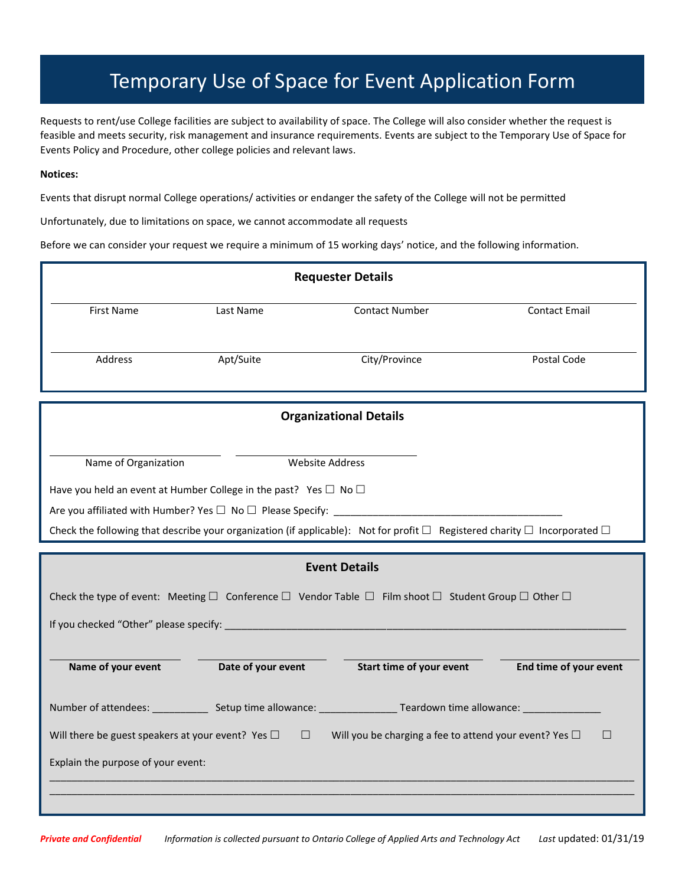# Temporary Use of Space for Event Application Form

Requests to rent/use College facilities are subject to availability of space. The College will also consider whether the request is feasible and meets security, risk management and insurance requirements. Events are subject to the Temporary Use of Space for Events Policy and Procedure, other college policies and relevant laws.

**Notices:**

Events that disrupt normal College operations/ activities or endanger the safety of the College will not be permitted

Unfortunately, due to limitations on space, we cannot accommodate all requests

Before we can consider your request we require a minimum of 15 working days' notice, and the following information.

## Requester Details

| First Name | Last Name | Contact Number | Contact Email |
|---|---|---|---|
| | | | |

| Address | Apt/Suite | City/Province | Postal Code |
|---|---|---|---|
| | | | |

## Organizational Details

| Name of Organization | Website Address |
|---|---|
| | |

Have you held an event at Humber College in the past? Yes ☐ No ☐

Are you affiliated with Humber? Yes ☐ No ☐ Please Specify: ________________________________________

Check the following that describe your organization (if applicable): Not for profit ☐ Registered charity ☐ Incorporated ☐

## Event Details

Check the type of event: Meeting ☐ Conference ☐ Vendor Table ☐ Film shoot ☐ Student Group ☐ Other ☐

If you checked "Other" please specify: ________________________________________________________________________

| **Name of your event** | **Date of your event** | **Start time of your event** | **End time of your event** |
|---|---|---|---|
| | | | |

Number of attendees: __________ Setup time allowance: ______________ Teardown time allowance: ______________

Will there be guest speakers at your event? Yes ☐ ☐ Will you be charging a fee to attend your event? Yes ☐ ☐

Explain the purpose of your event:

______________________________________________________________________________________________

______________________________________________________________________________________________

***Private and Confidential*** *Information is collected pursuant to Ontario College of Applied Arts and Technology Act* *Last* updated: 01/31/19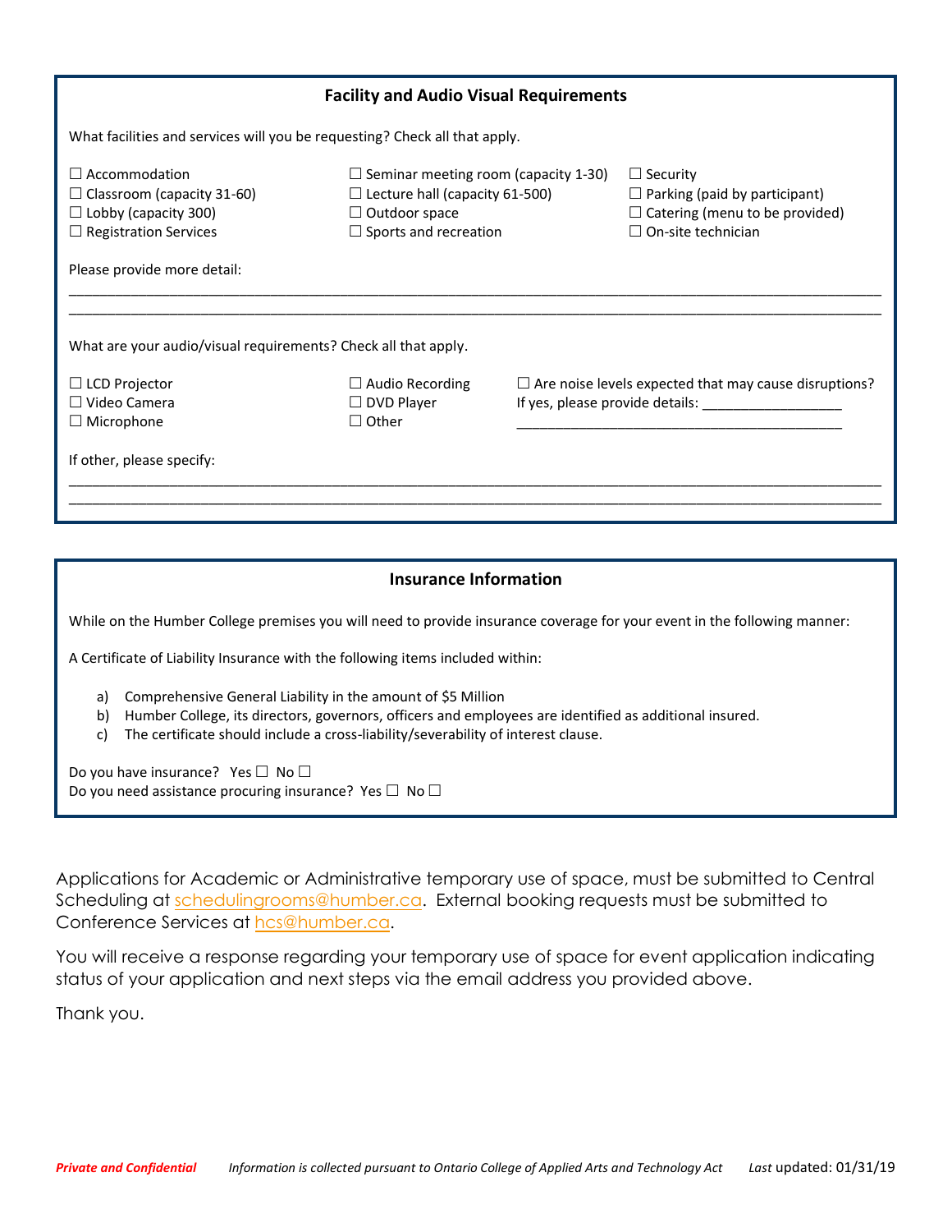## Facility and Audio Visual Requirements

What facilities and services will you be requesting? Check all that apply.

☐ Accommodation
☐ Classroom (capacity 31-60)
☐ Lobby (capacity 300)
☐ Registration Services
☐ Seminar meeting room (capacity 1-30)
☐ Lecture hall (capacity 61-500)
☐ Outdoor space
☐ Sports and recreation
☐ Security
☐ Parking (paid by participant)
☐ Catering (menu to be provided)
☐ On-site technician

Please provide more detail:

___________________________________________________________________________________________

___________________________________________________________________________________________

What are your audio/visual requirements? Check all that apply.

☐ LCD Projector
☐ Video Camera
☐ Microphone
☐ Audio Recording
☐ DVD Player
☐ Other

☐ Are noise levels expected that may cause disruptions?
If yes, please provide details: __________________
____________________________________________

If other, please specify:

___________________________________________________________________________________________

___________________________________________________________________________________________

## Insurance Information

While on the Humber College premises you will need to provide insurance coverage for your event in the following manner:

A Certificate of Liability Insurance with the following items included within:

a) Comprehensive General Liability in the amount of $5 Million
b) Humber College, its directors, governors, officers and employees are identified as additional insured.
c) The certificate should include a cross-liability/severability of interest clause.

Do you have insurance? Yes ☐ No ☐
Do you need assistance procuring insurance? Yes ☐ No ☐

Applications for Academic or Administrative temporary use of space, must be submitted to Central Scheduling at schedulingrooms@humber.ca. External booking requests must be submitted to Conference Services at hcs@humber.ca.

You will receive a response regarding your temporary use of space for event application indicating status of your application and next steps via the email address you provided above.

Thank you.

***Private and Confidential*** *Information is collected pursuant to Ontario College of Applied Arts and Technology Act* *Last* updated: 01/31/19